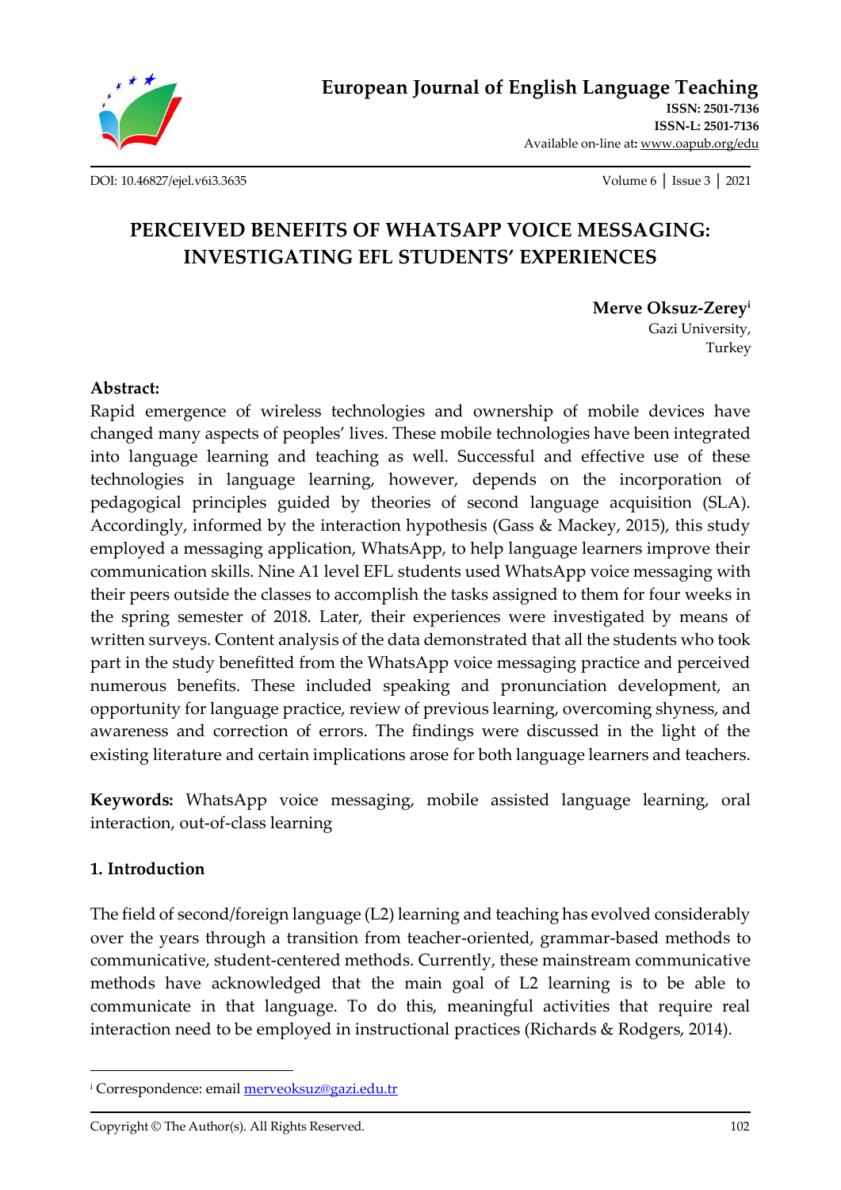# PERCEIVED BENEFITS OF WHATSAPP VOICE MESSAGING: INVESTIGATING EFL STUDENTS' EXPERIENCES

**Merve Oksuz-Zerey**[i]
Gazi University,
Turkey

**Abstract:**

Rapid emergence of wireless technologies and ownership of mobile devices have changed many aspects of peoples' lives. These mobile technologies have been integrated into language learning and teaching as well. Successful and effective use of these technologies in language learning, however, depends on the incorporation of pedagogical principles guided by theories of second language acquisition (SLA). Accordingly, informed by the interaction hypothesis (Gass & Mackey, 2015), this study employed a messaging application, WhatsApp, to help language learners improve their communication skills. Nine A1 level EFL students used WhatsApp voice messaging with their peers outside the classes to accomplish the tasks assigned to them for four weeks in the spring semester of 2018. Later, their experiences were investigated by means of written surveys. Content analysis of the data demonstrated that all the students who took part in the study benefitted from the WhatsApp voice messaging practice and perceived numerous benefits. These included speaking and pronunciation development, an opportunity for language practice, review of previous learning, overcoming shyness, and awareness and correction of errors. The findings were discussed in the light of the existing literature and certain implications arose for both language learners and teachers.

**Keywords:** WhatsApp voice messaging, mobile assisted language learning, oral interaction, out-of-class learning

## 1. Introduction

The field of second/foreign language (L2) learning and teaching has evolved considerably over the years through a transition from teacher-oriented, grammar-based methods to communicative, student-centered methods. Currently, these mainstream communicative methods have acknowledged that the main goal of L2 learning is to be able to communicate in that language. To do this, meaningful activities that require real interaction need to be employed in instructional practices (Richards & Rodgers, 2014).

---

[i] Correspondence: email merveoksuz@gazi.edu.tr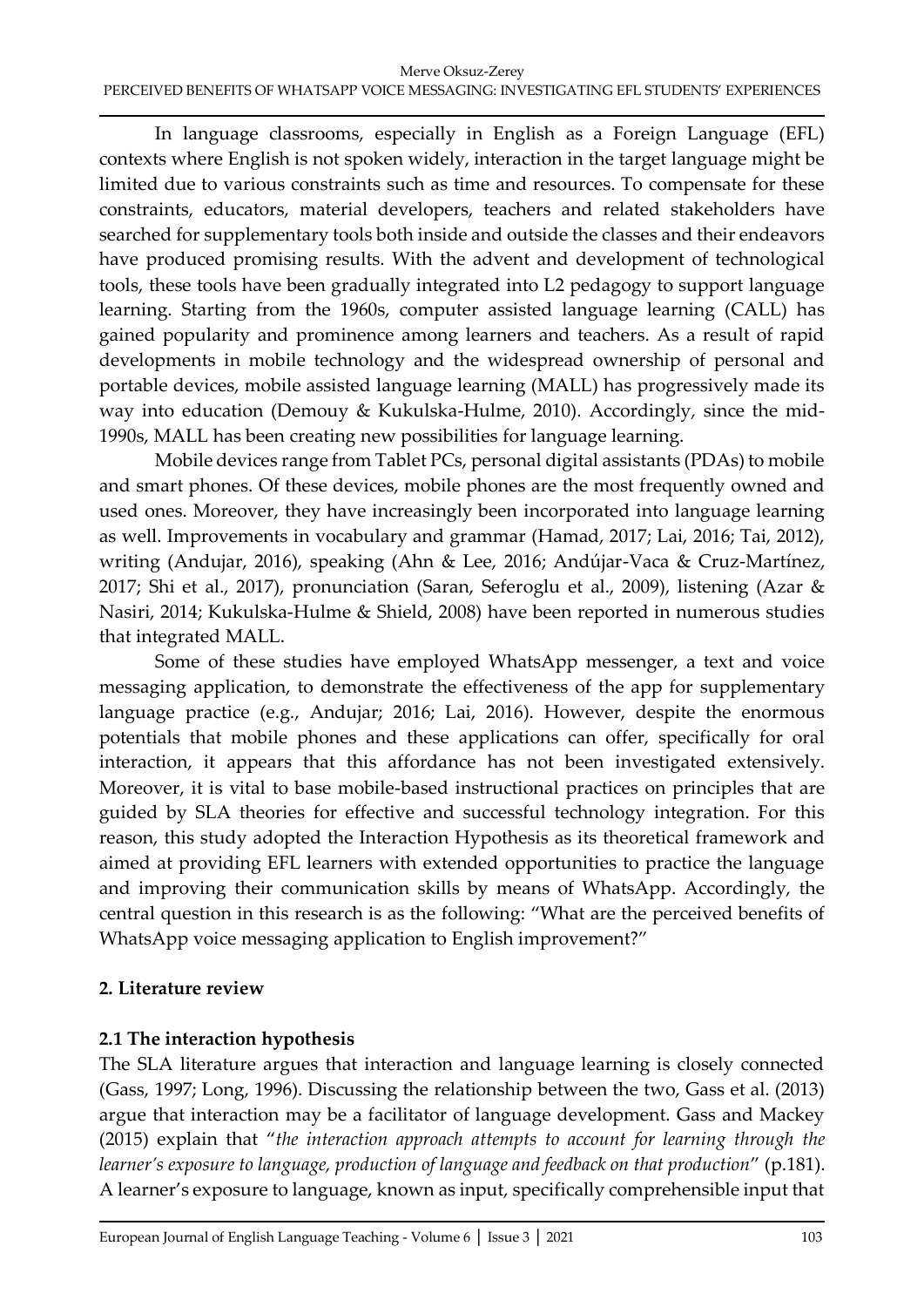In language classrooms, especially in English as a Foreign Language (EFL) contexts where English is not spoken widely, interaction in the target language might be limited due to various constraints such as time and resources. To compensate for these constraints, educators, material developers, teachers and related stakeholders have searched for supplementary tools both inside and outside the classes and their endeavors have produced promising results. With the advent and development of technological tools, these tools have been gradually integrated into L2 pedagogy to support language learning. Starting from the 1960s, computer assisted language learning (CALL) has gained popularity and prominence among learners and teachers. As a result of rapid developments in mobile technology and the widespread ownership of personal and portable devices, mobile assisted language learning (MALL) has progressively made its way into education (Demouy & Kukulska-Hulme, 2010). Accordingly, since the mid-1990s, MALL has been creating new possibilities for language learning.

Mobile devices range from Tablet PCs, personal digital assistants (PDAs) to mobile and smart phones. Of these devices, mobile phones are the most frequently owned and used ones. Moreover, they have increasingly been incorporated into language learning as well. Improvements in vocabulary and grammar (Hamad, 2017; Lai, 2016; Tai, 2012), writing (Andujar, 2016), speaking (Ahn & Lee, 2016; Andújar-Vaca & Cruz-Martínez, 2017; Shi et al., 2017), pronunciation (Saran, Seferoglu et al., 2009), listening (Azar & Nasiri, 2014; Kukulska-Hulme & Shield, 2008) have been reported in numerous studies that integrated MALL.

Some of these studies have employed WhatsApp messenger, a text and voice messaging application, to demonstrate the effectiveness of the app for supplementary language practice (e.g., Andujar; 2016; Lai, 2016). However, despite the enormous potentials that mobile phones and these applications can offer, specifically for oral interaction, it appears that this affordance has not been investigated extensively. Moreover, it is vital to base mobile-based instructional practices on principles that are guided by SLA theories for effective and successful technology integration. For this reason, this study adopted the Interaction Hypothesis as its theoretical framework and aimed at providing EFL learners with extended opportunities to practice the language and improving their communication skills by means of WhatsApp. Accordingly, the central question in this research is as the following: "What are the perceived benefits of WhatsApp voice messaging application to English improvement?"

## 2. Literature review

### 2.1 The interaction hypothesis

The SLA literature argues that interaction and language learning is closely connected (Gass, 1997; Long, 1996). Discussing the relationship between the two, Gass et al. (2013) argue that interaction may be a facilitator of language development. Gass and Mackey (2015) explain that "*the interaction approach attempts to account for learning through the learner's exposure to language, production of language and feedback on that production*" (p.181). A learner's exposure to language, known as input, specifically comprehensible input that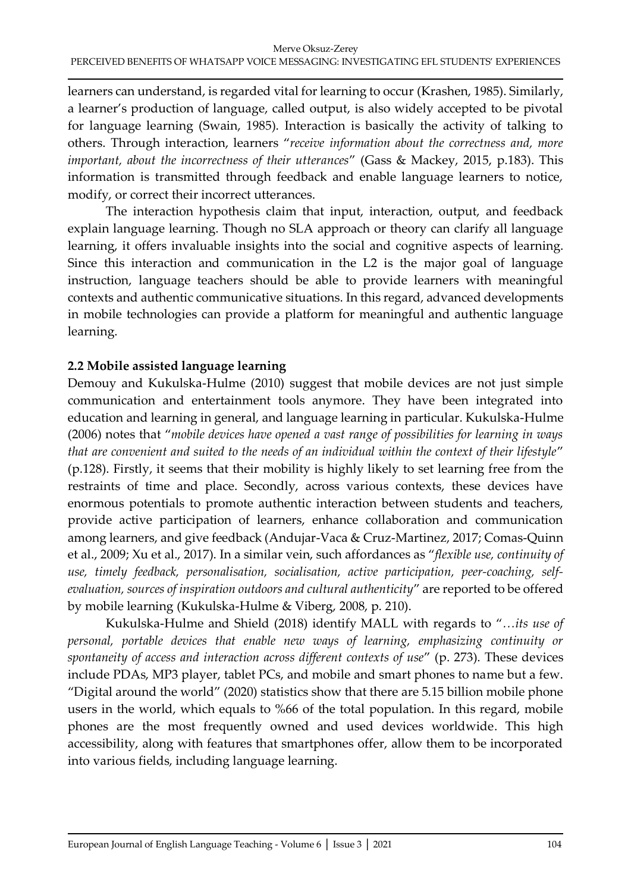learners can understand, is regarded vital for learning to occur (Krashen, 1985). Similarly, a learner's production of language, called output, is also widely accepted to be pivotal for language learning (Swain, 1985). Interaction is basically the activity of talking to others. Through interaction, learners "*receive information about the correctness and, more important, about the incorrectness of their utterances*" (Gass & Mackey, 2015, p.183). This information is transmitted through feedback and enable language learners to notice, modify, or correct their incorrect utterances.

The interaction hypothesis claim that input, interaction, output, and feedback explain language learning. Though no SLA approach or theory can clarify all language learning, it offers invaluable insights into the social and cognitive aspects of learning. Since this interaction and communication in the L2 is the major goal of language instruction, language teachers should be able to provide learners with meaningful contexts and authentic communicative situations. In this regard, advanced developments in mobile technologies can provide a platform for meaningful and authentic language learning.

### 2.2 Mobile assisted language learning

Demouy and Kukulska-Hulme (2010) suggest that mobile devices are not just simple communication and entertainment tools anymore. They have been integrated into education and learning in general, and language learning in particular. Kukulska-Hulme (2006) notes that "*mobile devices have opened a vast range of possibilities for learning in ways that are convenient and suited to the needs of an individual within the context of their lifestyle*" (p.128). Firstly, it seems that their mobility is highly likely to set learning free from the restraints of time and place. Secondly, across various contexts, these devices have enormous potentials to promote authentic interaction between students and teachers, provide active participation of learners, enhance collaboration and communication among learners, and give feedback (Andujar-Vaca & Cruz-Martinez, 2017; Comas-Quinn et al., 2009; Xu et al., 2017). In a similar vein, such affordances as "*flexible use, continuity of use, timely feedback, personalisation, socialisation, active participation, peer-coaching, self-evaluation, sources of inspiration outdoors and cultural authenticity*" are reported to be offered by mobile learning (Kukulska-Hulme & Viberg, 2008, p. 210).

Kukulska-Hulme and Shield (2018) identify MALL with regards to "*…its use of personal, portable devices that enable new ways of learning, emphasizing continuity or spontaneity of access and interaction across different contexts of use*" (p. 273). These devices include PDAs, MP3 player, tablet PCs, and mobile and smart phones to name but a few. "Digital around the world" (2020) statistics show that there are 5.15 billion mobile phone users in the world, which equals to %66 of the total population. In this regard, mobile phones are the most frequently owned and used devices worldwide. This high accessibility, along with features that smartphones offer, allow them to be incorporated into various fields, including language learning.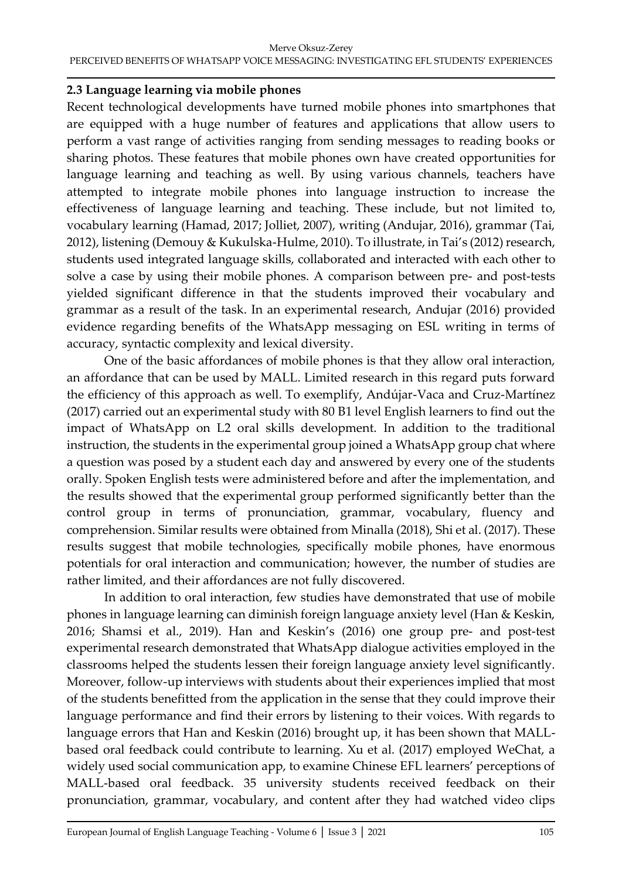### 2.3 Language learning via mobile phones

Recent technological developments have turned mobile phones into smartphones that are equipped with a huge number of features and applications that allow users to perform a vast range of activities ranging from sending messages to reading books or sharing photos. These features that mobile phones own have created opportunities for language learning and teaching as well. By using various channels, teachers have attempted to integrate mobile phones into language instruction to increase the effectiveness of language learning and teaching. These include, but not limited to, vocabulary learning (Hamad, 2017; Jolliet, 2007), writing (Andujar, 2016), grammar (Tai, 2012), listening (Demouy & Kukulska-Hulme, 2010). To illustrate, in Tai's (2012) research, students used integrated language skills, collaborated and interacted with each other to solve a case by using their mobile phones. A comparison between pre- and post-tests yielded significant difference in that the students improved their vocabulary and grammar as a result of the task. In an experimental research, Andujar (2016) provided evidence regarding benefits of the WhatsApp messaging on ESL writing in terms of accuracy, syntactic complexity and lexical diversity.

One of the basic affordances of mobile phones is that they allow oral interaction, an affordance that can be used by MALL. Limited research in this regard puts forward the efficiency of this approach as well. To exemplify, Andújar-Vaca and Cruz-Martínez (2017) carried out an experimental study with 80 B1 level English learners to find out the impact of WhatsApp on L2 oral skills development. In addition to the traditional instruction, the students in the experimental group joined a WhatsApp group chat where a question was posed by a student each day and answered by every one of the students orally. Spoken English tests were administered before and after the implementation, and the results showed that the experimental group performed significantly better than the control group in terms of pronunciation, grammar, vocabulary, fluency and comprehension. Similar results were obtained from Minalla (2018), Shi et al. (2017). These results suggest that mobile technologies, specifically mobile phones, have enormous potentials for oral interaction and communication; however, the number of studies are rather limited, and their affordances are not fully discovered.

In addition to oral interaction, few studies have demonstrated that use of mobile phones in language learning can diminish foreign language anxiety level (Han & Keskin, 2016; Shamsi et al., 2019). Han and Keskin's (2016) one group pre- and post-test experimental research demonstrated that WhatsApp dialogue activities employed in the classrooms helped the students lessen their foreign language anxiety level significantly. Moreover, follow-up interviews with students about their experiences implied that most of the students benefitted from the application in the sense that they could improve their language performance and find their errors by listening to their voices. With regards to language errors that Han and Keskin (2016) brought up, it has been shown that MALL-based oral feedback could contribute to learning. Xu et al. (2017) employed WeChat, a widely used social communication app, to examine Chinese EFL learners' perceptions of MALL-based oral feedback. 35 university students received feedback on their pronunciation, grammar, vocabulary, and content after they had watched video clips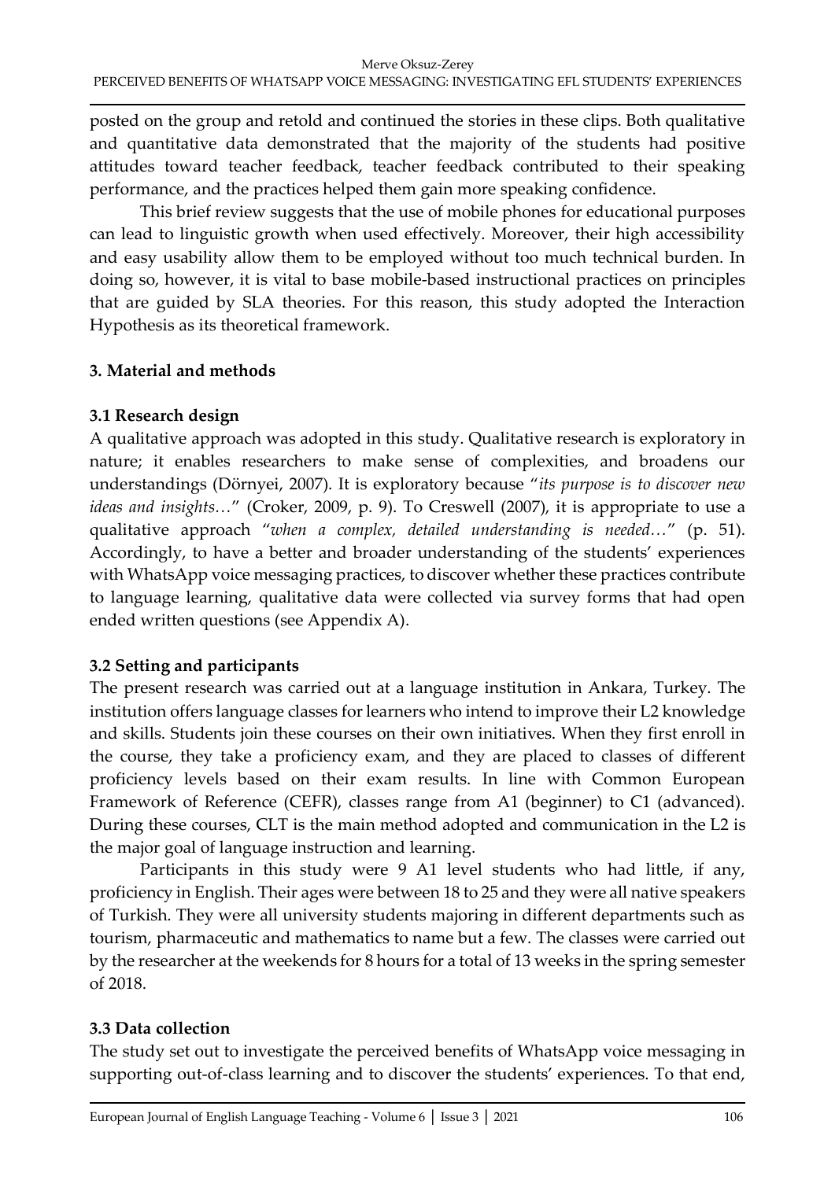posted on the group and retold and continued the stories in these clips. Both qualitative and quantitative data demonstrated that the majority of the students had positive attitudes toward teacher feedback, teacher feedback contributed to their speaking performance, and the practices helped them gain more speaking confidence.

This brief review suggests that the use of mobile phones for educational purposes can lead to linguistic growth when used effectively. Moreover, their high accessibility and easy usability allow them to be employed without too much technical burden. In doing so, however, it is vital to base mobile-based instructional practices on principles that are guided by SLA theories. For this reason, this study adopted the Interaction Hypothesis as its theoretical framework.

## 3. Material and methods

### 3.1 Research design

A qualitative approach was adopted in this study. Qualitative research is exploratory in nature; it enables researchers to make sense of complexities, and broadens our understandings (Dörnyei, 2007). It is exploratory because "*its purpose is to discover new ideas and insights…*" (Croker, 2009, p. 9). To Creswell (2007), it is appropriate to use a qualitative approach "*when a complex, detailed understanding is needed…*" (p. 51). Accordingly, to have a better and broader understanding of the students' experiences with WhatsApp voice messaging practices, to discover whether these practices contribute to language learning, qualitative data were collected via survey forms that had open ended written questions (see Appendix A).

### 3.2 Setting and participants

The present research was carried out at a language institution in Ankara, Turkey. The institution offers language classes for learners who intend to improve their L2 knowledge and skills. Students join these courses on their own initiatives. When they first enroll in the course, they take a proficiency exam, and they are placed to classes of different proficiency levels based on their exam results. In line with Common European Framework of Reference (CEFR), classes range from A1 (beginner) to C1 (advanced). During these courses, CLT is the main method adopted and communication in the L2 is the major goal of language instruction and learning.

Participants in this study were 9 A1 level students who had little, if any, proficiency in English. Their ages were between 18 to 25 and they were all native speakers of Turkish. They were all university students majoring in different departments such as tourism, pharmaceutic and mathematics to name but a few. The classes were carried out by the researcher at the weekends for 8 hours for a total of 13 weeks in the spring semester of 2018.

### 3.3 Data collection

The study set out to investigate the perceived benefits of WhatsApp voice messaging in supporting out-of-class learning and to discover the students' experiences. To that end,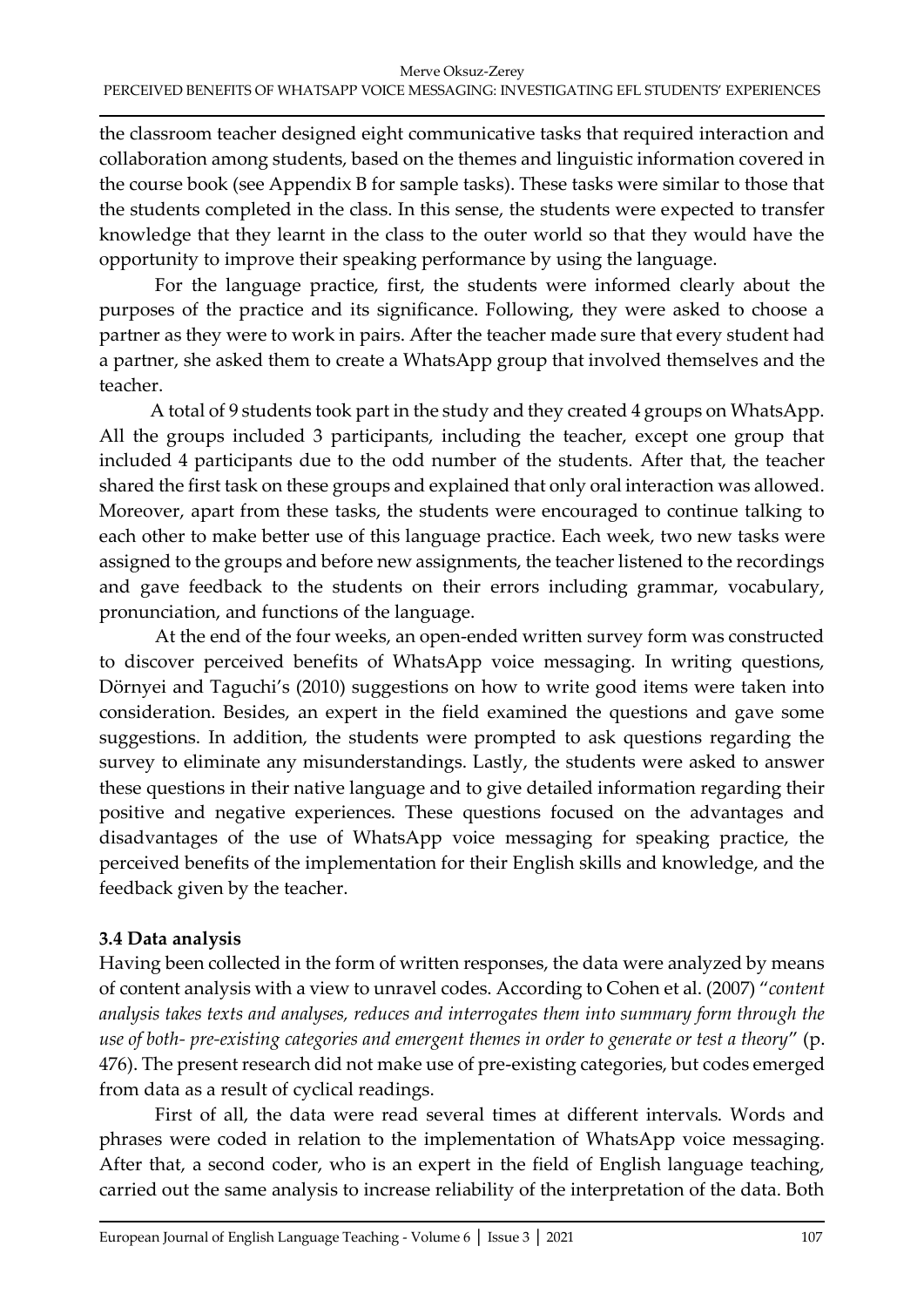the classroom teacher designed eight communicative tasks that required interaction and collaboration among students, based on the themes and linguistic information covered in the course book (see Appendix B for sample tasks). These tasks were similar to those that the students completed in the class. In this sense, the students were expected to transfer knowledge that they learnt in the class to the outer world so that they would have the opportunity to improve their speaking performance by using the language.

For the language practice, first, the students were informed clearly about the purposes of the practice and its significance. Following, they were asked to choose a partner as they were to work in pairs. After the teacher made sure that every student had a partner, she asked them to create a WhatsApp group that involved themselves and the teacher.

A total of 9 students took part in the study and they created 4 groups on WhatsApp. All the groups included 3 participants, including the teacher, except one group that included 4 participants due to the odd number of the students. After that, the teacher shared the first task on these groups and explained that only oral interaction was allowed. Moreover, apart from these tasks, the students were encouraged to continue talking to each other to make better use of this language practice. Each week, two new tasks were assigned to the groups and before new assignments, the teacher listened to the recordings and gave feedback to the students on their errors including grammar, vocabulary, pronunciation, and functions of the language.

At the end of the four weeks, an open-ended written survey form was constructed to discover perceived benefits of WhatsApp voice messaging. In writing questions, Dörnyei and Taguchi's (2010) suggestions on how to write good items were taken into consideration. Besides, an expert in the field examined the questions and gave some suggestions. In addition, the students were prompted to ask questions regarding the survey to eliminate any misunderstandings. Lastly, the students were asked to answer these questions in their native language and to give detailed information regarding their positive and negative experiences. These questions focused on the advantages and disadvantages of the use of WhatsApp voice messaging for speaking practice, the perceived benefits of the implementation for their English skills and knowledge, and the feedback given by the teacher.

### 3.4 Data analysis

Having been collected in the form of written responses, the data were analyzed by means of content analysis with a view to unravel codes. According to Cohen et al. (2007) "*content analysis takes texts and analyses, reduces and interrogates them into summary form through the use of both- pre-existing categories and emergent themes in order to generate or test a theory*" (p. 476). The present research did not make use of pre-existing categories, but codes emerged from data as a result of cyclical readings.

First of all, the data were read several times at different intervals. Words and phrases were coded in relation to the implementation of WhatsApp voice messaging. After that, a second coder, who is an expert in the field of English language teaching, carried out the same analysis to increase reliability of the interpretation of the data. Both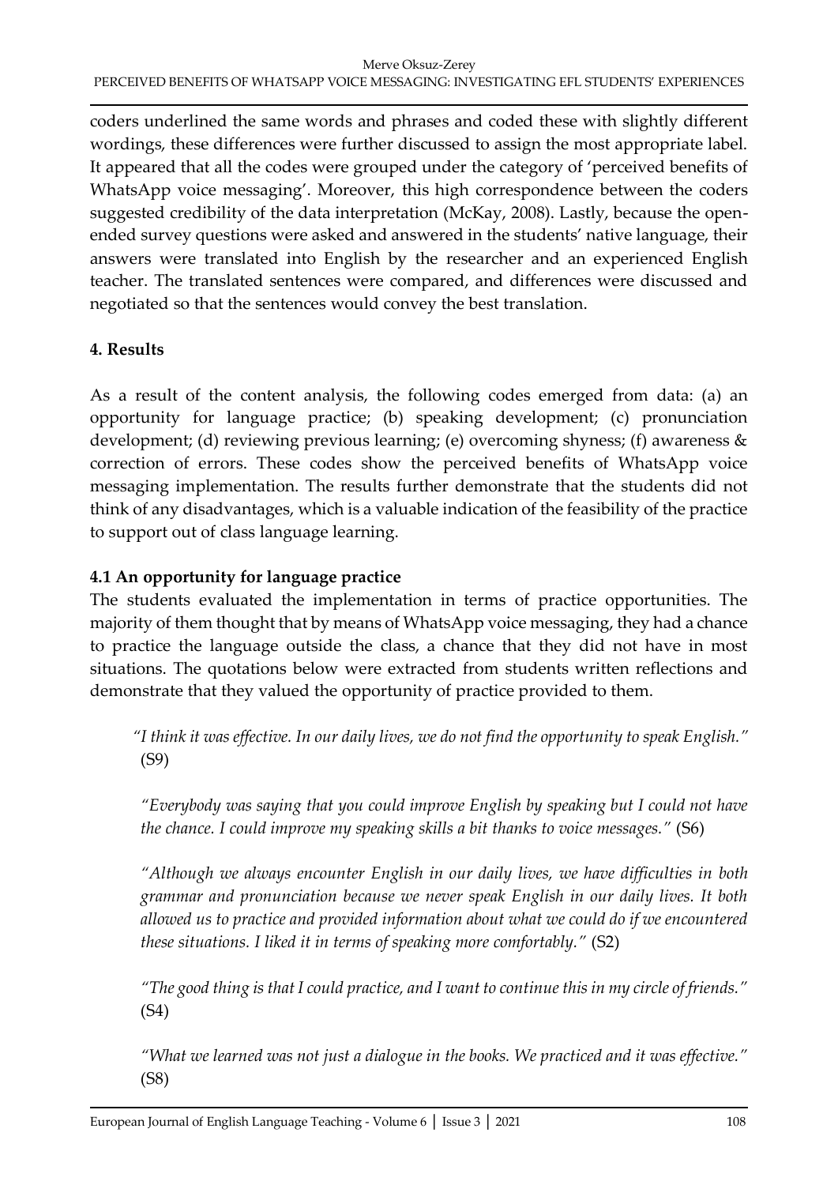coders underlined the same words and phrases and coded these with slightly different wordings, these differences were further discussed to assign the most appropriate label. It appeared that all the codes were grouped under the category of 'perceived benefits of WhatsApp voice messaging'. Moreover, this high correspondence between the coders suggested credibility of the data interpretation (McKay, 2008). Lastly, because the open-ended survey questions were asked and answered in the students' native language, their answers were translated into English by the researcher and an experienced English teacher. The translated sentences were compared, and differences were discussed and negotiated so that the sentences would convey the best translation.

## 4. Results

As a result of the content analysis, the following codes emerged from data: (a) an opportunity for language practice; (b) speaking development; (c) pronunciation development; (d) reviewing previous learning; (e) overcoming shyness; (f) awareness & correction of errors. These codes show the perceived benefits of WhatsApp voice messaging implementation. The results further demonstrate that the students did not think of any disadvantages, which is a valuable indication of the feasibility of the practice to support out of class language learning.

### 4.1 An opportunity for language practice

The students evaluated the implementation in terms of practice opportunities. The majority of them thought that by means of WhatsApp voice messaging, they had a chance to practice the language outside the class, a chance that they did not have in most situations. The quotations below were extracted from students written reflections and demonstrate that they valued the opportunity of practice provided to them.

> *"I think it was effective. In our daily lives, we do not find the opportunity to speak English."* (S9)

> *"Everybody was saying that you could improve English by speaking but I could not have the chance. I could improve my speaking skills a bit thanks to voice messages."* (S6)

> *"Although we always encounter English in our daily lives, we have difficulties in both grammar and pronunciation because we never speak English in our daily lives. It both allowed us to practice and provided information about what we could do if we encountered these situations. I liked it in terms of speaking more comfortably."* (S2)

> *"The good thing is that I could practice, and I want to continue this in my circle of friends."* (S4)

> *"What we learned was not just a dialogue in the books. We practiced and it was effective."* (S8)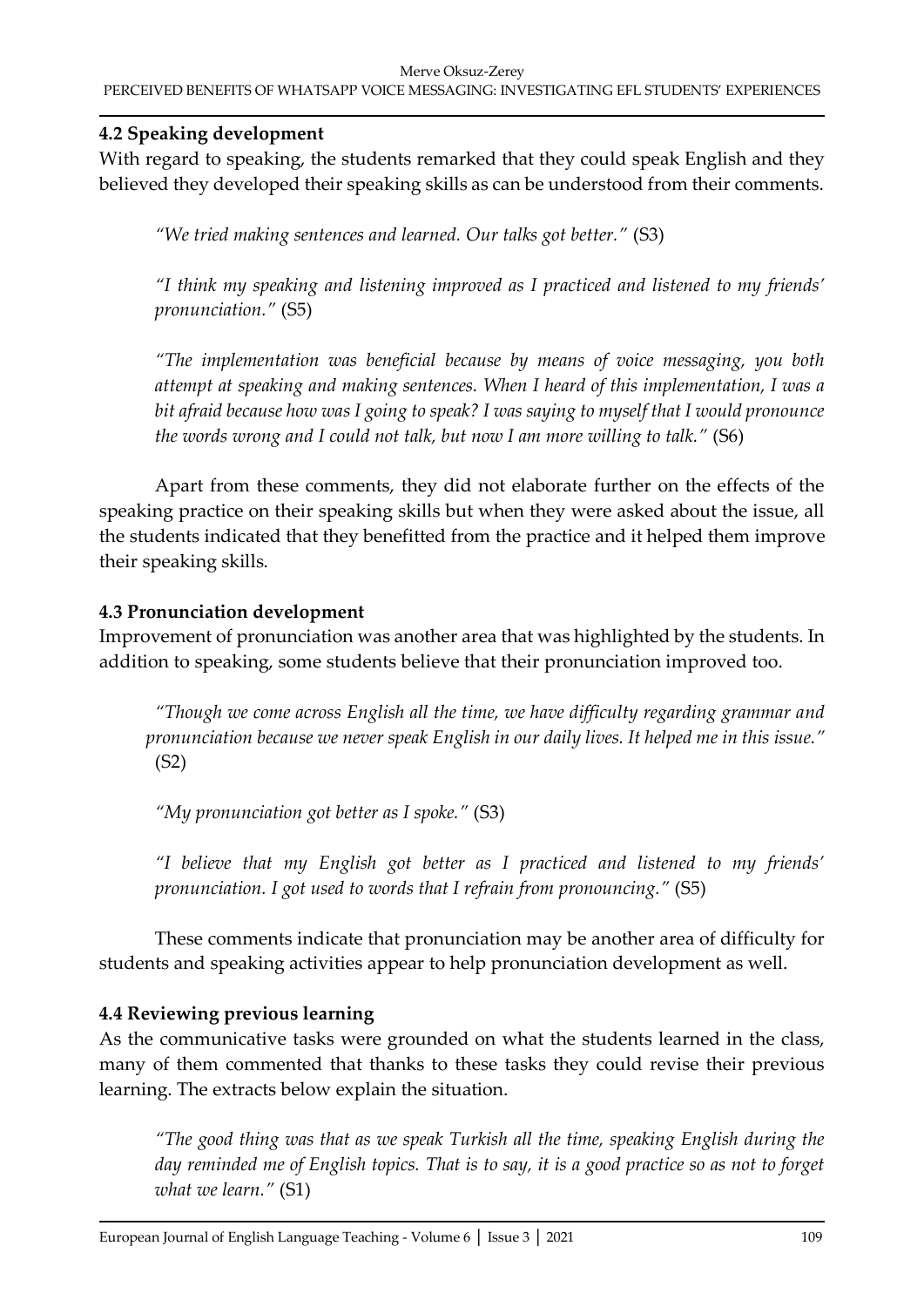### 4.2 Speaking development

With regard to speaking, the students remarked that they could speak English and they believed they developed their speaking skills as can be understood from their comments.

> *"We tried making sentences and learned. Our talks got better."* (S3)

> *"I think my speaking and listening improved as I practiced and listened to my friends' pronunciation."* (S5)

> *"The implementation was beneficial because by means of voice messaging, you both attempt at speaking and making sentences. When I heard of this implementation, I was a bit afraid because how was I going to speak? I was saying to myself that I would pronounce the words wrong and I could not talk, but now I am more willing to talk."* (S6)

Apart from these comments, they did not elaborate further on the effects of the speaking practice on their speaking skills but when they were asked about the issue, all the students indicated that they benefitted from the practice and it helped them improve their speaking skills.

### 4.3 Pronunciation development

Improvement of pronunciation was another area that was highlighted by the students. In addition to speaking, some students believe that their pronunciation improved too.

> *"Though we come across English all the time, we have difficulty regarding grammar and pronunciation because we never speak English in our daily lives. It helped me in this issue."* (S2)

> *"My pronunciation got better as I spoke."* (S3)

> *"I believe that my English got better as I practiced and listened to my friends' pronunciation. I got used to words that I refrain from pronouncing."* (S5)

These comments indicate that pronunciation may be another area of difficulty for students and speaking activities appear to help pronunciation development as well.

### 4.4 Reviewing previous learning

As the communicative tasks were grounded on what the students learned in the class, many of them commented that thanks to these tasks they could revise their previous learning. The extracts below explain the situation.

> *"The good thing was that as we speak Turkish all the time, speaking English during the day reminded me of English topics. That is to say, it is a good practice so as not to forget what we learn."* (S1)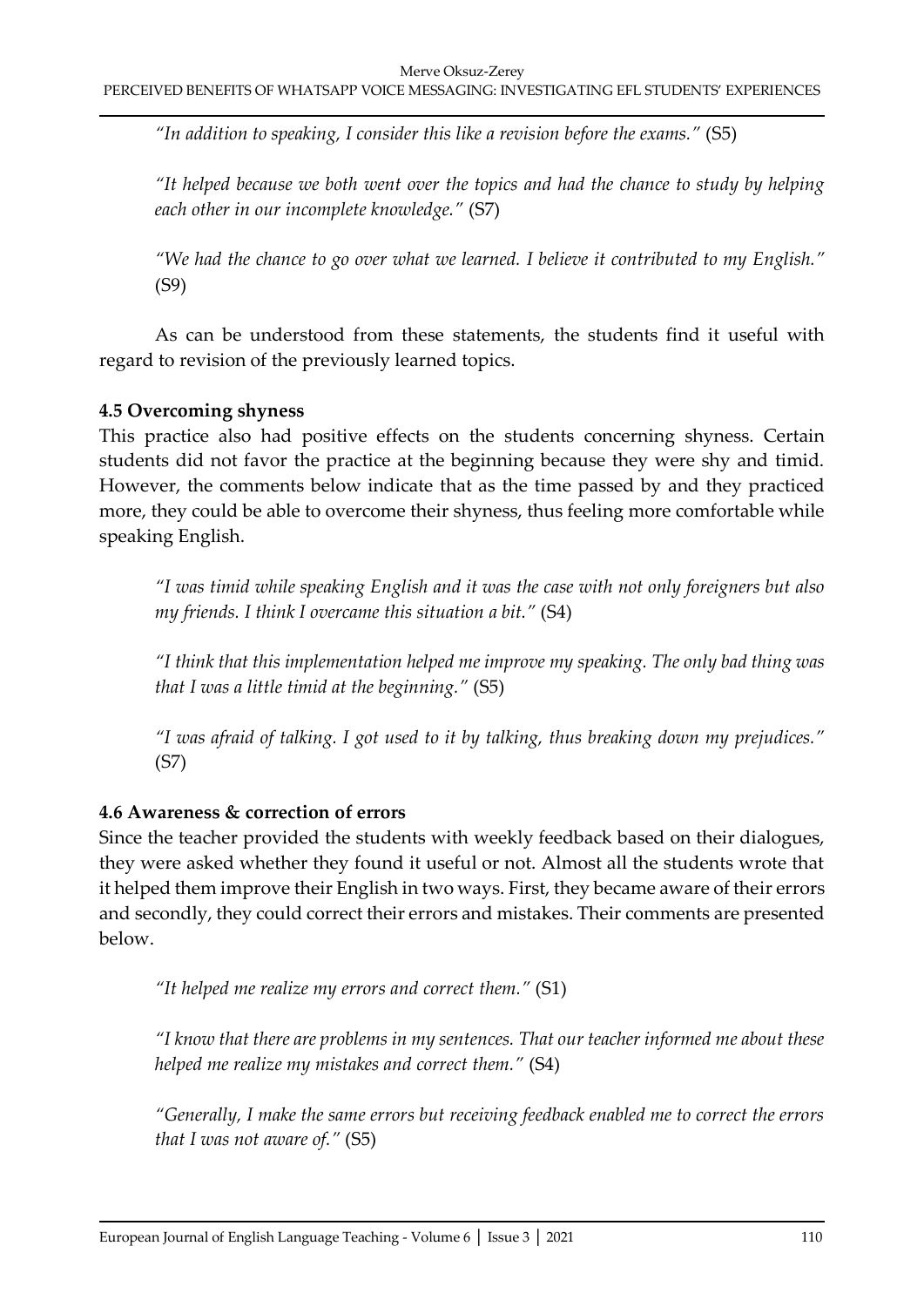*"In addition to speaking, I consider this like a revision before the exams."* (S5)

*"It helped because we both went over the topics and had the chance to study by helping each other in our incomplete knowledge."* (S7)

*"We had the chance to go over what we learned. I believe it contributed to my English."* (S9)

As can be understood from these statements, the students find it useful with regard to revision of the previously learned topics.

### 4.5 Overcoming shyness

This practice also had positive effects on the students concerning shyness. Certain students did not favor the practice at the beginning because they were shy and timid. However, the comments below indicate that as the time passed by and they practiced more, they could be able to overcome their shyness, thus feeling more comfortable while speaking English.

*"I was timid while speaking English and it was the case with not only foreigners but also my friends. I think I overcame this situation a bit."* (S4)

*"I think that this implementation helped me improve my speaking. The only bad thing was that I was a little timid at the beginning."* (S5)

*"I was afraid of talking. I got used to it by talking, thus breaking down my prejudices."* (S7)

### 4.6 Awareness & correction of errors

Since the teacher provided the students with weekly feedback based on their dialogues, they were asked whether they found it useful or not. Almost all the students wrote that it helped them improve their English in two ways. First, they became aware of their errors and secondly, they could correct their errors and mistakes. Their comments are presented below.

*"It helped me realize my errors and correct them."* (S1)

*"I know that there are problems in my sentences. That our teacher informed me about these helped me realize my mistakes and correct them."* (S4)

*"Generally, I make the same errors but receiving feedback enabled me to correct the errors that I was not aware of."* (S5)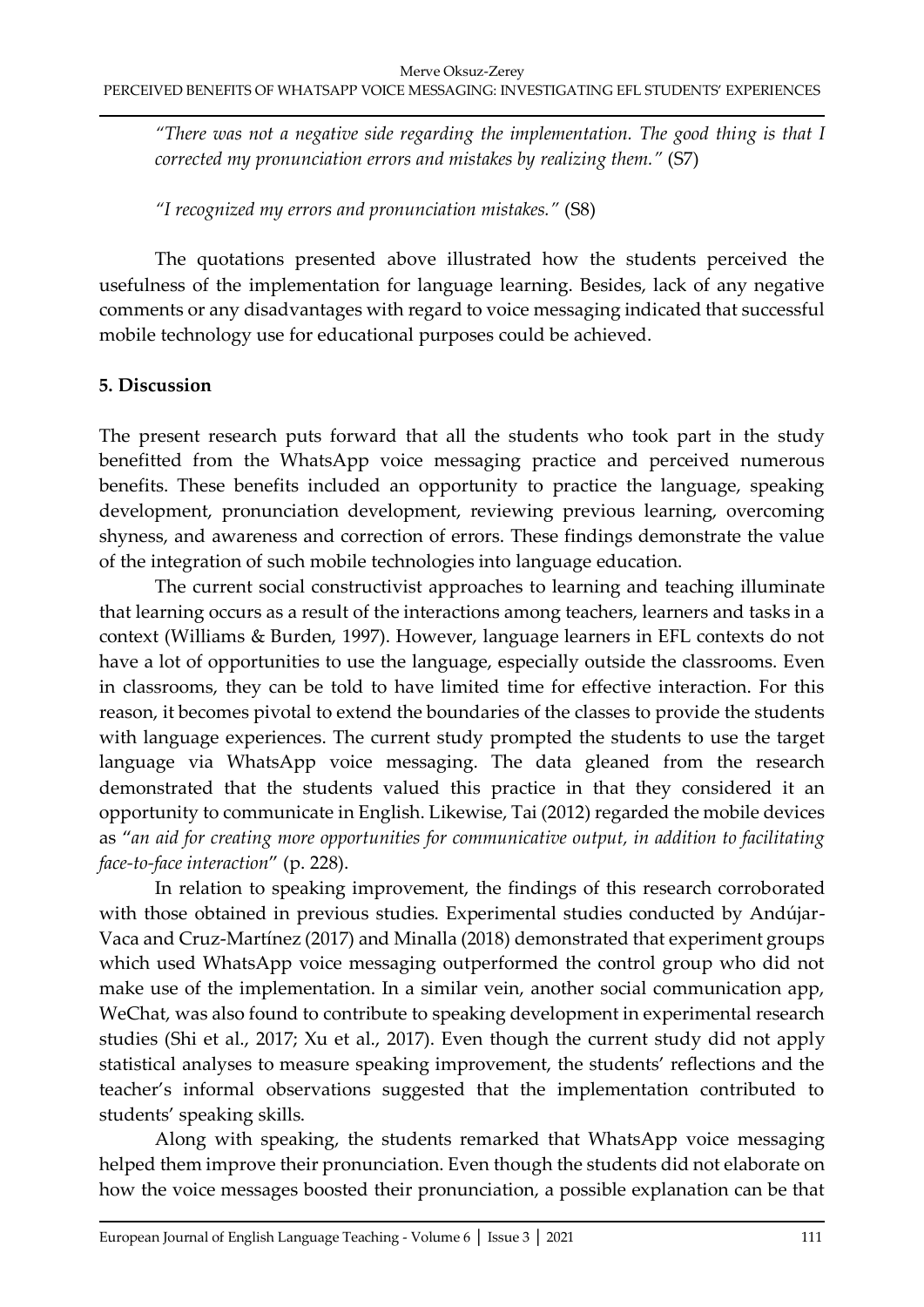*"There was not a negative side regarding the implementation. The good thing is that I corrected my pronunciation errors and mistakes by realizing them."* (S7)

*"I recognized my errors and pronunciation mistakes."* (S8)

The quotations presented above illustrated how the students perceived the usefulness of the implementation for language learning. Besides, lack of any negative comments or any disadvantages with regard to voice messaging indicated that successful mobile technology use for educational purposes could be achieved.

## 5. Discussion

The present research puts forward that all the students who took part in the study benefitted from the WhatsApp voice messaging practice and perceived numerous benefits. These benefits included an opportunity to practice the language, speaking development, pronunciation development, reviewing previous learning, overcoming shyness, and awareness and correction of errors. These findings demonstrate the value of the integration of such mobile technologies into language education.

The current social constructivist approaches to learning and teaching illuminate that learning occurs as a result of the interactions among teachers, learners and tasks in a context (Williams & Burden, 1997). However, language learners in EFL contexts do not have a lot of opportunities to use the language, especially outside the classrooms. Even in classrooms, they can be told to have limited time for effective interaction. For this reason, it becomes pivotal to extend the boundaries of the classes to provide the students with language experiences. The current study prompted the students to use the target language via WhatsApp voice messaging. The data gleaned from the research demonstrated that the students valued this practice in that they considered it an opportunity to communicate in English. Likewise, Tai (2012) regarded the mobile devices as "*an aid for creating more opportunities for communicative output, in addition to facilitating face-to-face interaction*" (p. 228).

In relation to speaking improvement, the findings of this research corroborated with those obtained in previous studies. Experimental studies conducted by Andújar-Vaca and Cruz-Martínez (2017) and Minalla (2018) demonstrated that experiment groups which used WhatsApp voice messaging outperformed the control group who did not make use of the implementation. In a similar vein, another social communication app, WeChat, was also found to contribute to speaking development in experimental research studies (Shi et al., 2017; Xu et al., 2017). Even though the current study did not apply statistical analyses to measure speaking improvement, the students' reflections and the teacher's informal observations suggested that the implementation contributed to students' speaking skills.

Along with speaking, the students remarked that WhatsApp voice messaging helped them improve their pronunciation. Even though the students did not elaborate on how the voice messages boosted their pronunciation, a possible explanation can be that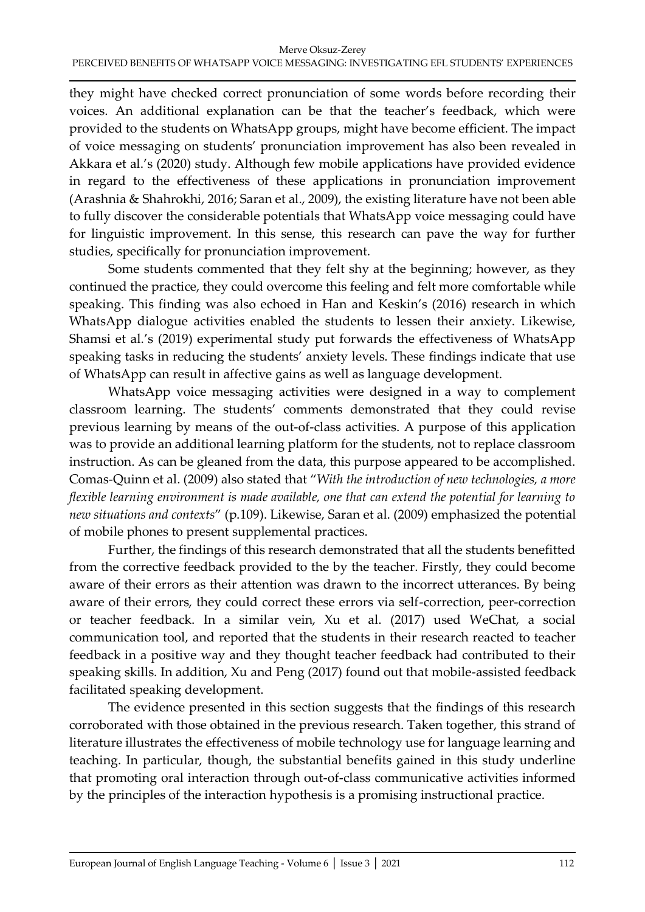they might have checked correct pronunciation of some words before recording their voices. An additional explanation can be that the teacher's feedback, which were provided to the students on WhatsApp groups, might have become efficient. The impact of voice messaging on students' pronunciation improvement has also been revealed in Akkara et al.'s (2020) study. Although few mobile applications have provided evidence in regard to the effectiveness of these applications in pronunciation improvement (Arashnia & Shahrokhi, 2016; Saran et al., 2009), the existing literature have not been able to fully discover the considerable potentials that WhatsApp voice messaging could have for linguistic improvement. In this sense, this research can pave the way for further studies, specifically for pronunciation improvement.

Some students commented that they felt shy at the beginning; however, as they continued the practice, they could overcome this feeling and felt more comfortable while speaking. This finding was also echoed in Han and Keskin's (2016) research in which WhatsApp dialogue activities enabled the students to lessen their anxiety. Likewise, Shamsi et al.'s (2019) experimental study put forwards the effectiveness of WhatsApp speaking tasks in reducing the students' anxiety levels. These findings indicate that use of WhatsApp can result in affective gains as well as language development.

WhatsApp voice messaging activities were designed in a way to complement classroom learning. The students' comments demonstrated that they could revise previous learning by means of the out-of-class activities. A purpose of this application was to provide an additional learning platform for the students, not to replace classroom instruction. As can be gleaned from the data, this purpose appeared to be accomplished. Comas-Quinn et al. (2009) also stated that "*With the introduction of new technologies, a more flexible learning environment is made available, one that can extend the potential for learning to new situations and contexts*" (p.109). Likewise, Saran et al. (2009) emphasized the potential of mobile phones to present supplemental practices.

Further, the findings of this research demonstrated that all the students benefitted from the corrective feedback provided to the by the teacher. Firstly, they could become aware of their errors as their attention was drawn to the incorrect utterances. By being aware of their errors, they could correct these errors via self-correction, peer-correction or teacher feedback. In a similar vein, Xu et al. (2017) used WeChat, a social communication tool, and reported that the students in their research reacted to teacher feedback in a positive way and they thought teacher feedback had contributed to their speaking skills. In addition, Xu and Peng (2017) found out that mobile-assisted feedback facilitated speaking development.

The evidence presented in this section suggests that the findings of this research corroborated with those obtained in the previous research. Taken together, this strand of literature illustrates the effectiveness of mobile technology use for language learning and teaching. In particular, though, the substantial benefits gained in this study underline that promoting oral interaction through out-of-class communicative activities informed by the principles of the interaction hypothesis is a promising instructional practice.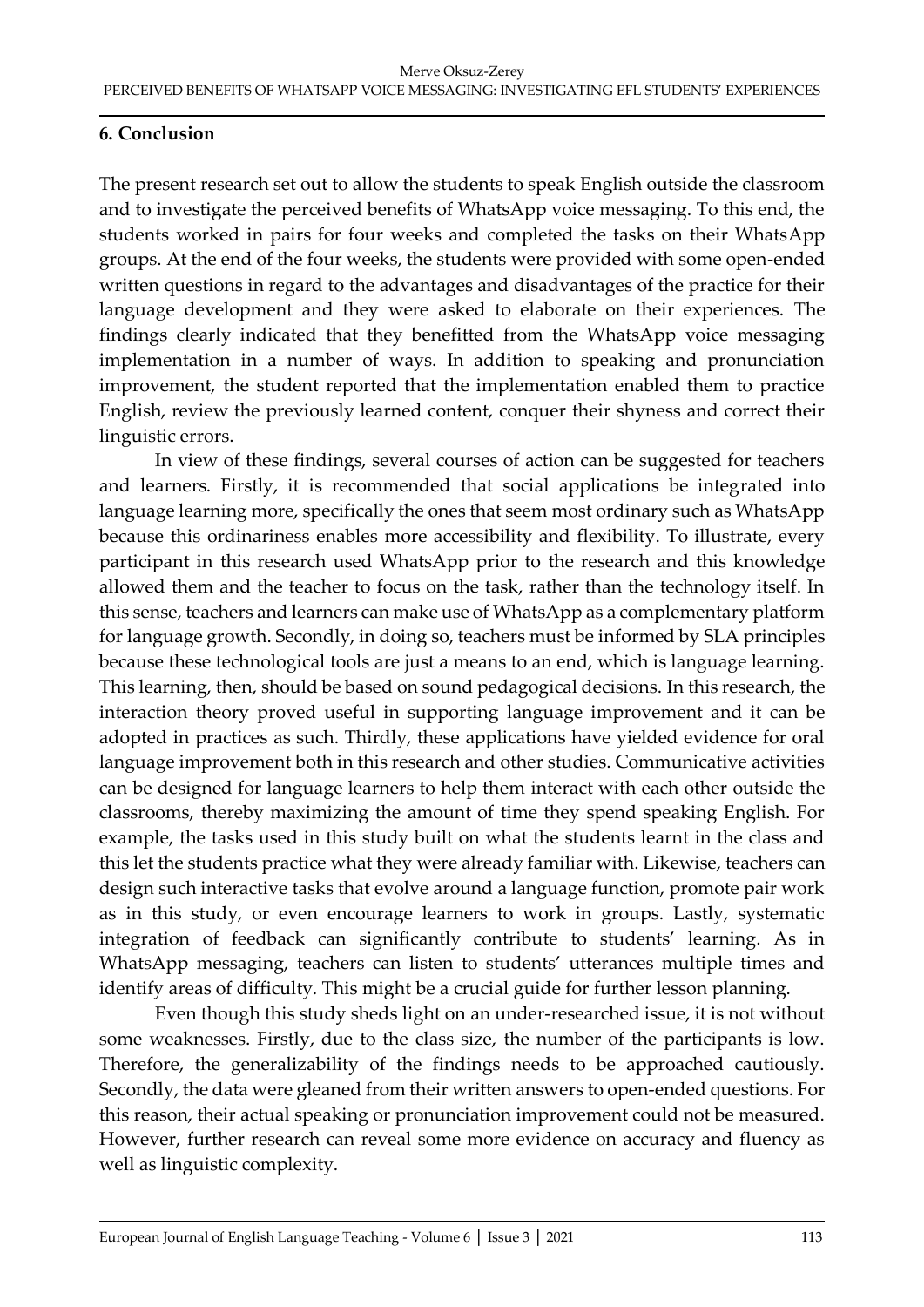## 6. Conclusion

The present research set out to allow the students to speak English outside the classroom and to investigate the perceived benefits of WhatsApp voice messaging. To this end, the students worked in pairs for four weeks and completed the tasks on their WhatsApp groups. At the end of the four weeks, the students were provided with some open-ended written questions in regard to the advantages and disadvantages of the practice for their language development and they were asked to elaborate on their experiences. The findings clearly indicated that they benefitted from the WhatsApp voice messaging implementation in a number of ways. In addition to speaking and pronunciation improvement, the student reported that the implementation enabled them to practice English, review the previously learned content, conquer their shyness and correct their linguistic errors.

In view of these findings, several courses of action can be suggested for teachers and learners. Firstly, it is recommended that social applications be integrated into language learning more, specifically the ones that seem most ordinary such as WhatsApp because this ordinariness enables more accessibility and flexibility. To illustrate, every participant in this research used WhatsApp prior to the research and this knowledge allowed them and the teacher to focus on the task, rather than the technology itself. In this sense, teachers and learners can make use of WhatsApp as a complementary platform for language growth. Secondly, in doing so, teachers must be informed by SLA principles because these technological tools are just a means to an end, which is language learning. This learning, then, should be based on sound pedagogical decisions. In this research, the interaction theory proved useful in supporting language improvement and it can be adopted in practices as such. Thirdly, these applications have yielded evidence for oral language improvement both in this research and other studies. Communicative activities can be designed for language learners to help them interact with each other outside the classrooms, thereby maximizing the amount of time they spend speaking English. For example, the tasks used in this study built on what the students learnt in the class and this let the students practice what they were already familiar with. Likewise, teachers can design such interactive tasks that evolve around a language function, promote pair work as in this study, or even encourage learners to work in groups. Lastly, systematic integration of feedback can significantly contribute to students' learning. As in WhatsApp messaging, teachers can listen to students' utterances multiple times and identify areas of difficulty. This might be a crucial guide for further lesson planning.

Even though this study sheds light on an under-researched issue, it is not without some weaknesses. Firstly, due to the class size, the number of the participants is low. Therefore, the generalizability of the findings needs to be approached cautiously. Secondly, the data were gleaned from their written answers to open-ended questions. For this reason, their actual speaking or pronunciation improvement could not be measured. However, further research can reveal some more evidence on accuracy and fluency as well as linguistic complexity.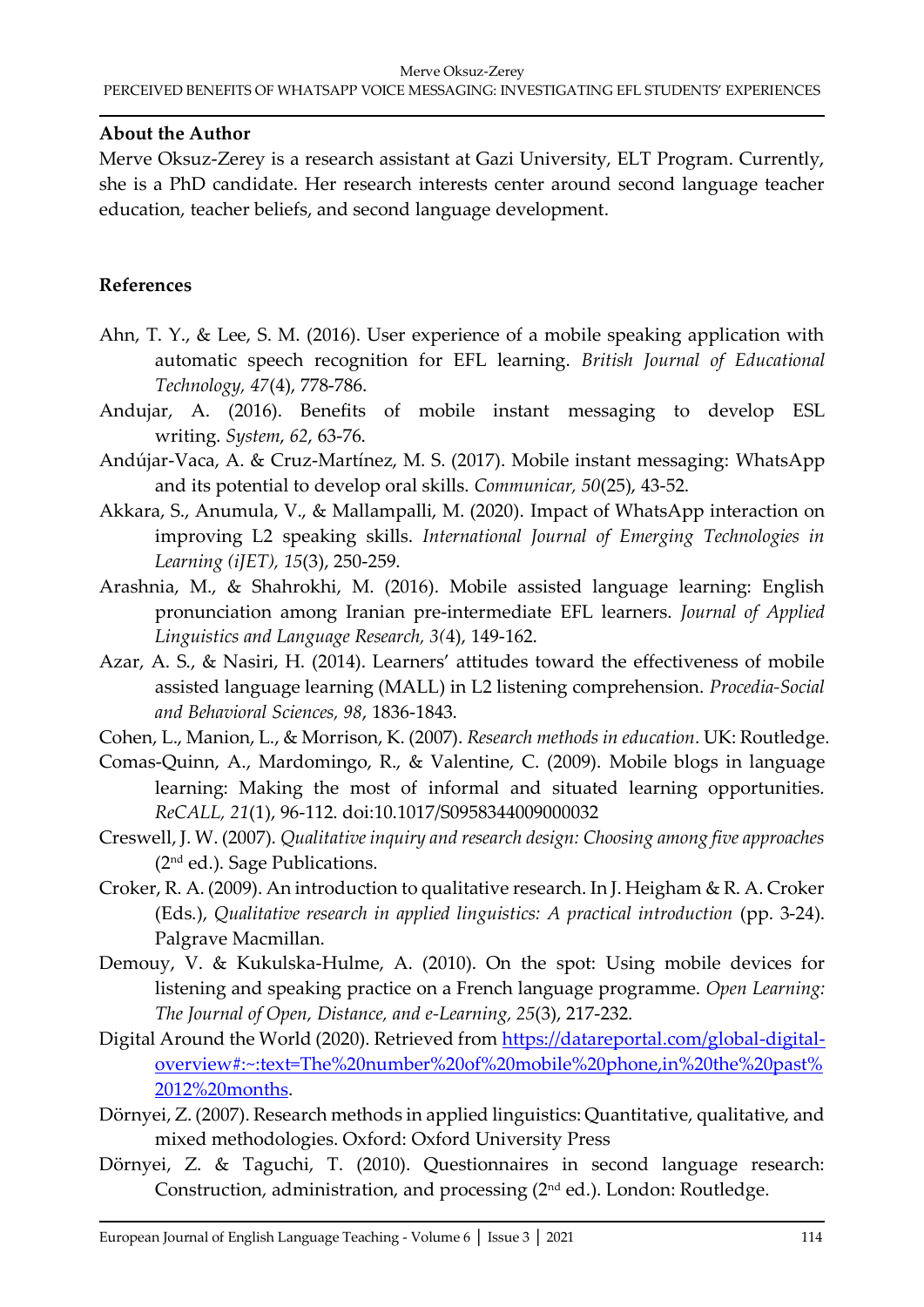### About the Author

Merve Oksuz-Zerey is a research assistant at Gazi University, ELT Program. Currently, she is a PhD candidate. Her research interests center around second language teacher education, teacher beliefs, and second language development.

### References

Ahn, T. Y., & Lee, S. M. (2016). User experience of a mobile speaking application with automatic speech recognition for EFL learning. *British Journal of Educational Technology, 47*(4), 778-786.

Andujar, A. (2016). Benefits of mobile instant messaging to develop ESL writing. *System*, *62*, 63-76.

Andújar-Vaca, A. & Cruz-Martínez, M. S. (2017). Mobile instant messaging: WhatsApp and its potential to develop oral skills. *Communicar, 50*(25), 43-52.

Akkara, S., Anumula, V., & Mallampalli, M. (2020). Impact of WhatsApp interaction on improving L2 speaking skills. *International Journal of Emerging Technologies in Learning (iJET), 15*(3), 250-259.

Arashnia, M., & Shahrokhi, M. (2016). Mobile assisted language learning: English pronunciation among Iranian pre-intermediate EFL learners. *Journal of Applied Linguistics and Language Research, 3(*4), 149-162.

Azar, A. S., & Nasiri, H. (2014). Learners' attitudes toward the effectiveness of mobile assisted language learning (MALL) in L2 listening comprehension. *Procedia-Social and Behavioral Sciences, 98*, 1836-1843.

Cohen, L., Manion, L., & Morrison, K. (2007). *Research methods in education*. UK: Routledge.

Comas-Quinn, A., Mardomingo, R., & Valentine, C. (2009). Mobile blogs in language learning: Making the most of informal and situated learning opportunities. *ReCALL, 21*(1), 96-112. doi:10.1017/S0958344009000032

Creswell, J. W. (2007). *Qualitative inquiry and research design: Choosing among five approaches* (2nd ed.). Sage Publications.

Croker, R. A. (2009). An introduction to qualitative research. In J. Heigham & R. A. Croker (Eds.), *Qualitative research in applied linguistics: A practical introduction* (pp. 3-24). Palgrave Macmillan.

Demouy, V. & Kukulska-Hulme, A. (2010). On the spot: Using mobile devices for listening and speaking practice on a French language programme. *Open Learning: The Journal of Open, Distance, and e-Learning, 25*(3), 217-232.

Digital Around the World (2020). Retrieved from https://datareportal.com/global-digital-overview#:~:text=The%20number%20of%20mobile%20phone,in%20the%20past%2012%20months.

Dörnyei, Z. (2007). Research methods in applied linguistics: Quantitative, qualitative, and mixed methodologies. Oxford: Oxford University Press

Dörnyei, Z. & Taguchi, T. (2010). Questionnaires in second language research: Construction, administration, and processing (2nd ed.). London: Routledge.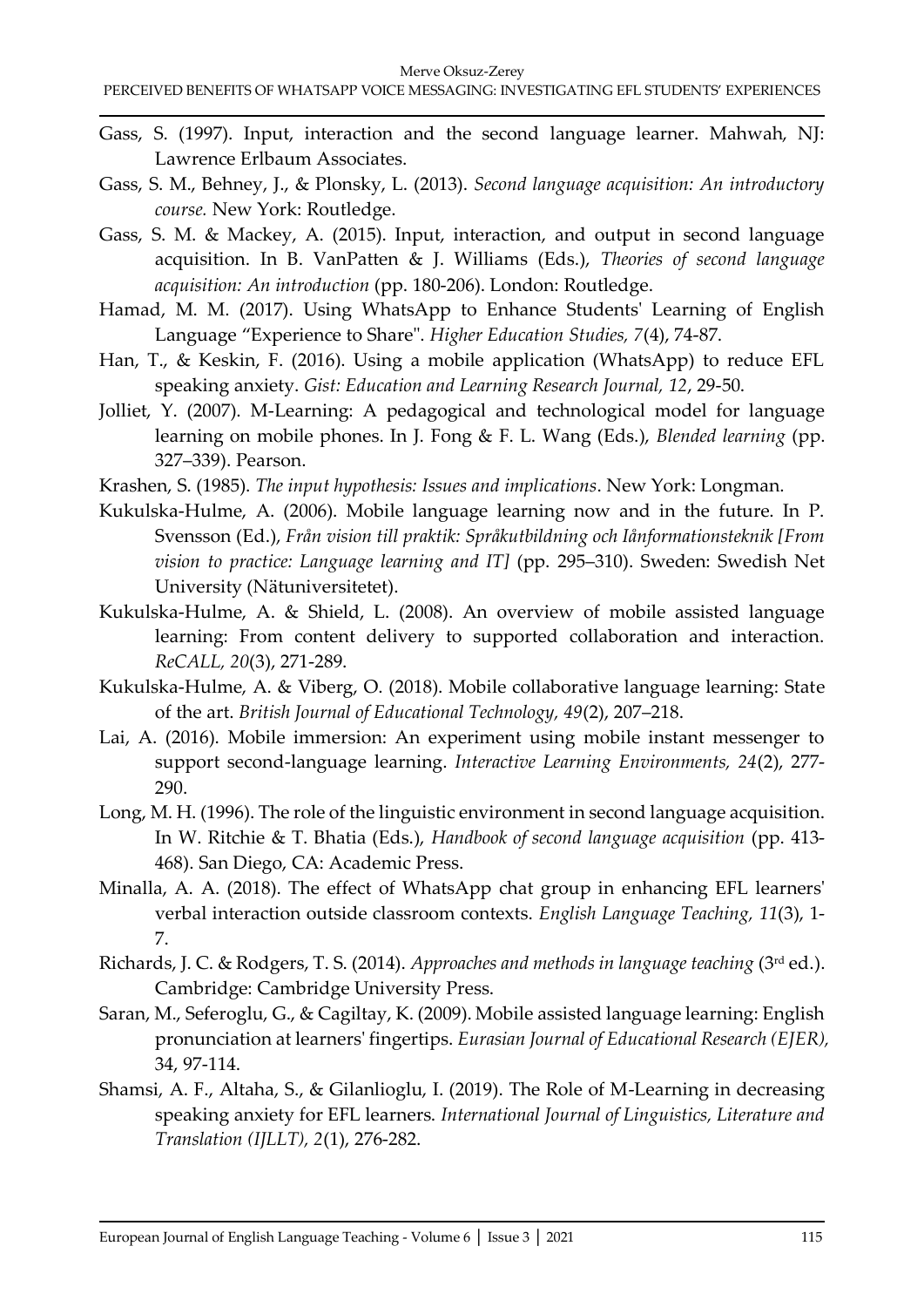Gass, S. (1997). Input, interaction and the second language learner. Mahwah, NJ: Lawrence Erlbaum Associates.

Gass, S. M., Behney, J., & Plonsky, L. (2013). *Second language acquisition: An introductory course.* New York: Routledge.

Gass, S. M. & Mackey, A. (2015). Input, interaction, and output in second language acquisition. In B. VanPatten & J. Williams (Eds.), *Theories of second language acquisition: An introduction* (pp. 180-206). London: Routledge.

Hamad, M. M. (2017). Using WhatsApp to Enhance Students' Learning of English Language "Experience to Share". *Higher Education Studies, 7*(4), 74-87.

Han, T., & Keskin, F. (2016). Using a mobile application (WhatsApp) to reduce EFL speaking anxiety. *Gist: Education and Learning Research Journal, 12*, 29-50.

Jolliet, Y. (2007). M-Learning: A pedagogical and technological model for language learning on mobile phones. In J. Fong & F. L. Wang (Eds.), *Blended learning* (pp. 327–339). Pearson.

Krashen, S. (1985). *The input hypothesis: Issues and implications*. New York: Longman.

Kukulska-Hulme, A. (2006). Mobile language learning now and in the future. In P. Svensson (Ed.), *Från vision till praktik: Språkutbildning och Iånformationsteknik [From vision to practice: Language learning and IT]* (pp. 295–310). Sweden: Swedish Net University (Nätuniversitetet).

Kukulska-Hulme, A. & Shield, L. (2008). An overview of mobile assisted language learning: From content delivery to supported collaboration and interaction. *ReCALL, 20*(3), 271-289.

Kukulska-Hulme, A. & Viberg, O. (2018). Mobile collaborative language learning: State of the art. *British Journal of Educational Technology, 49*(2), 207–218.

Lai, A. (2016). Mobile immersion: An experiment using mobile instant messenger to support second-language learning. *Interactive Learning Environments, 24*(2), 277-290.

Long, M. H. (1996). The role of the linguistic environment in second language acquisition. In W. Ritchie & T. Bhatia (Eds.), *Handbook of second language acquisition* (pp. 413-468). San Diego, CA: Academic Press.

Minalla, A. A. (2018). The effect of WhatsApp chat group in enhancing EFL learners' verbal interaction outside classroom contexts. *English Language Teaching, 11*(3), 1-7.

Richards, J. C. & Rodgers, T. S. (2014). *Approaches and methods in language teaching* (3rd ed.). Cambridge: Cambridge University Press.

Saran, M., Seferoglu, G., & Cagiltay, K. (2009). Mobile assisted language learning: English pronunciation at learners' fingertips. *Eurasian Journal of Educational Research (EJER),* 34, 97-114.

Shamsi, A. F., Altaha, S., & Gilanlioglu, I. (2019). The Role of M-Learning in decreasing speaking anxiety for EFL learners. *International Journal of Linguistics, Literature and Translation (IJLLT), 2*(1), 276-282.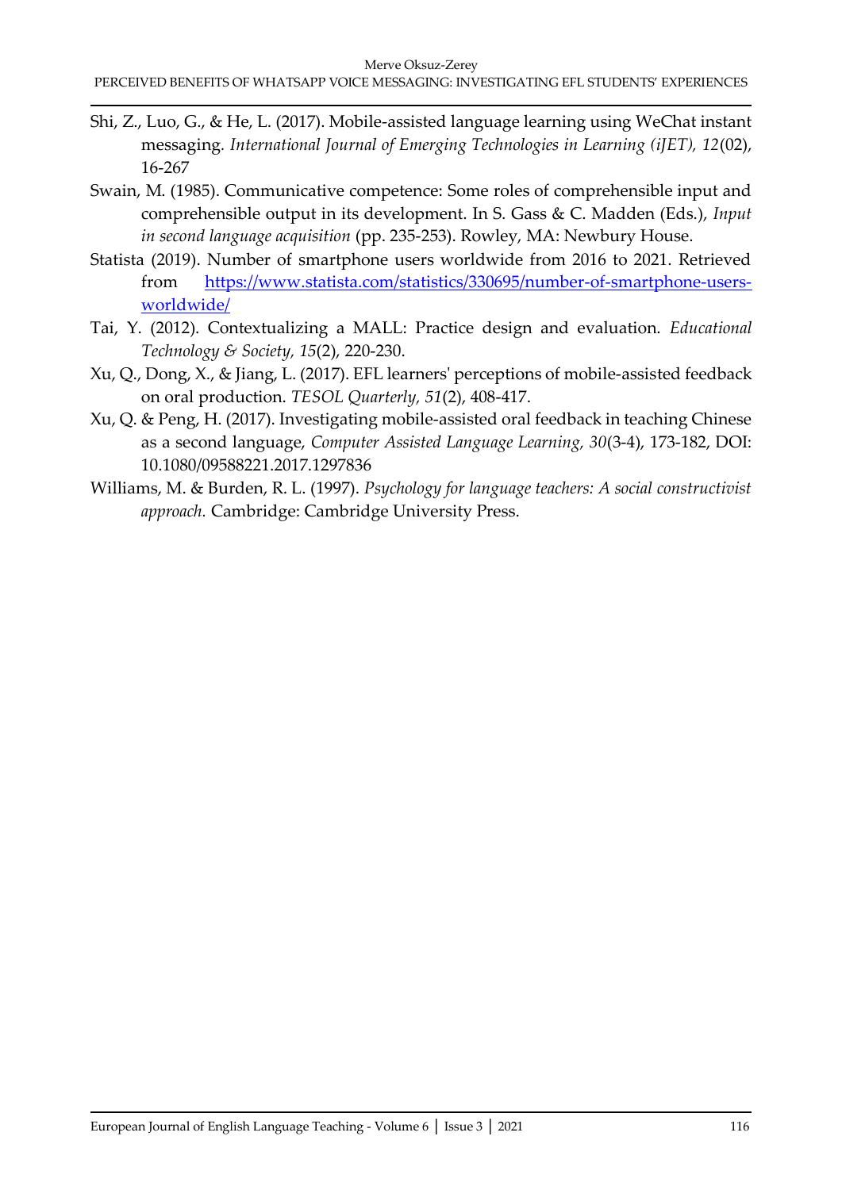Shi, Z., Luo, G., & He, L. (2017). Mobile-assisted language learning using WeChat instant messaging. *International Journal of Emerging Technologies in Learning (iJET), 12*(02), 16-267

Swain, M. (1985). Communicative competence: Some roles of comprehensible input and comprehensible output in its development. In S. Gass & C. Madden (Eds.), *Input in second language acquisition* (pp. 235-253). Rowley, MA: Newbury House.

Statista (2019). Number of smartphone users worldwide from 2016 to 2021. Retrieved from https://www.statista.com/statistics/330695/number-of-smartphone-users-worldwide/

Tai, Y. (2012). Contextualizing a MALL: Practice design and evaluation. *Educational Technology & Society, 15*(2), 220-230.

Xu, Q., Dong, X., & Jiang, L. (2017). EFL learners' perceptions of mobile-assisted feedback on oral production. *TESOL Quarterly, 51*(2), 408-417.

Xu, Q. & Peng, H. (2017). Investigating mobile-assisted oral feedback in teaching Chinese as a second language, *Computer Assisted Language Learning, 30*(3-4), 173-182, DOI: 10.1080/09588221.2017.1297836

Williams, M. & Burden, R. L. (1997). *Psychology for language teachers: A social constructivist approach.* Cambridge: Cambridge University Press.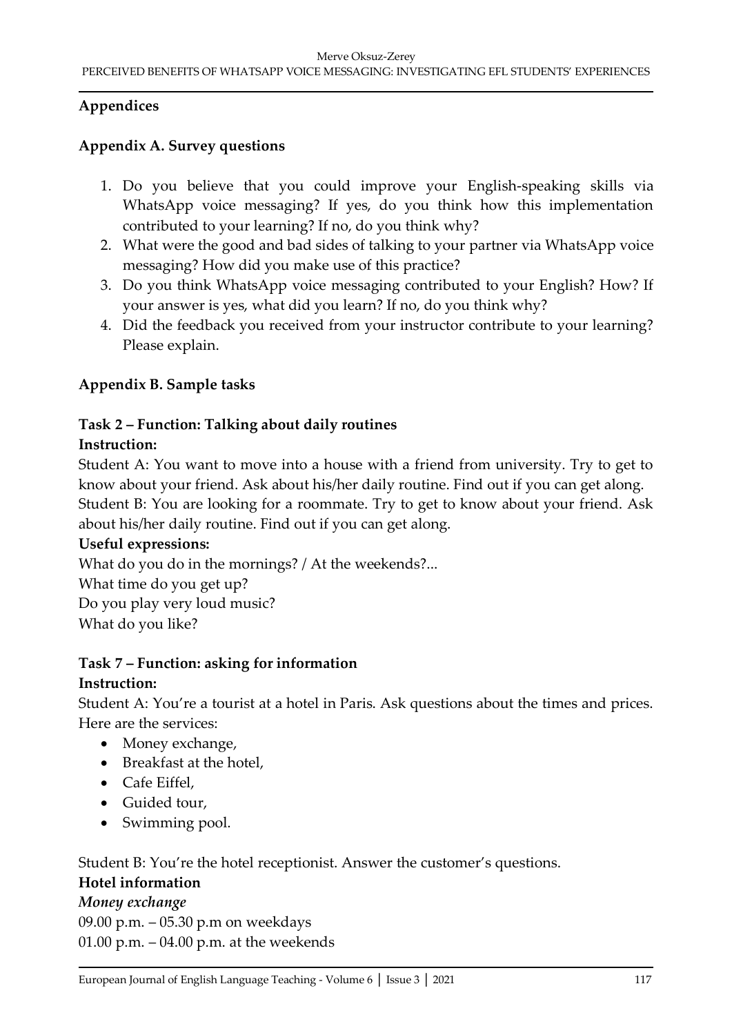## Appendices

### Appendix A. Survey questions

1. Do you believe that you could improve your English-speaking skills via WhatsApp voice messaging? If yes, do you think how this implementation contributed to your learning? If no, do you think why?
2. What were the good and bad sides of talking to your partner via WhatsApp voice messaging? How did you make use of this practice?
3. Do you think WhatsApp voice messaging contributed to your English? How? If your answer is yes, what did you learn? If no, do you think why?
4. Did the feedback you received from your instructor contribute to your learning? Please explain.

### Appendix B. Sample tasks

**Task 2 – Function: Talking about daily routines**

**Instruction:**

Student A: You want to move into a house with a friend from university. Try to get to know about your friend. Ask about his/her daily routine. Find out if you can get along.
Student B: You are looking for a roommate. Try to get to know about your friend. Ask about his/her daily routine. Find out if you can get along.

**Useful expressions:**

What do you do in the mornings? / At the weekends?...
What time do you get up?
Do you play very loud music?
What do you like?

**Task 7 – Function: asking for information**

**Instruction:**

Student A: You're a tourist at a hotel in Paris. Ask questions about the times and prices. Here are the services:

- Money exchange,
- Breakfast at the hotel,
- Cafe Eiffel,
- Guided tour,
- Swimming pool.

Student B: You're the hotel receptionist. Answer the customer's questions.

**Hotel information**

***Money exchange***

09.00 p.m. – 05.30 p.m on weekdays
01.00 p.m. – 04.00 p.m. at the weekends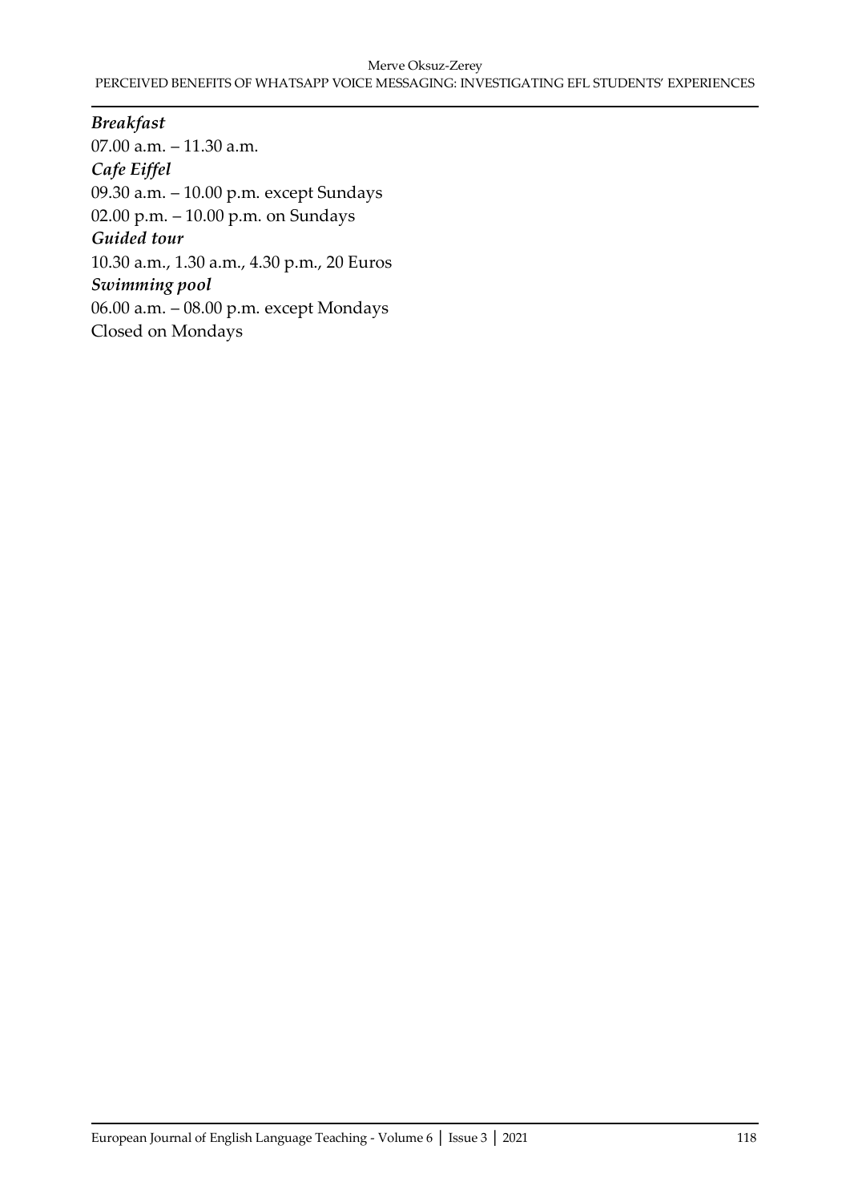***Breakfast***

07.00 a.m. – 11.30 a.m.

***Cafe Eiffel***

09.30 a.m. – 10.00 p.m. except Sundays

02.00 p.m. – 10.00 p.m. on Sundays

***Guided tour***

10.30 a.m., 1.30 a.m., 4.30 p.m., 20 Euros

***Swimming pool***

06.00 a.m. – 08.00 p.m. except Mondays

Closed on Mondays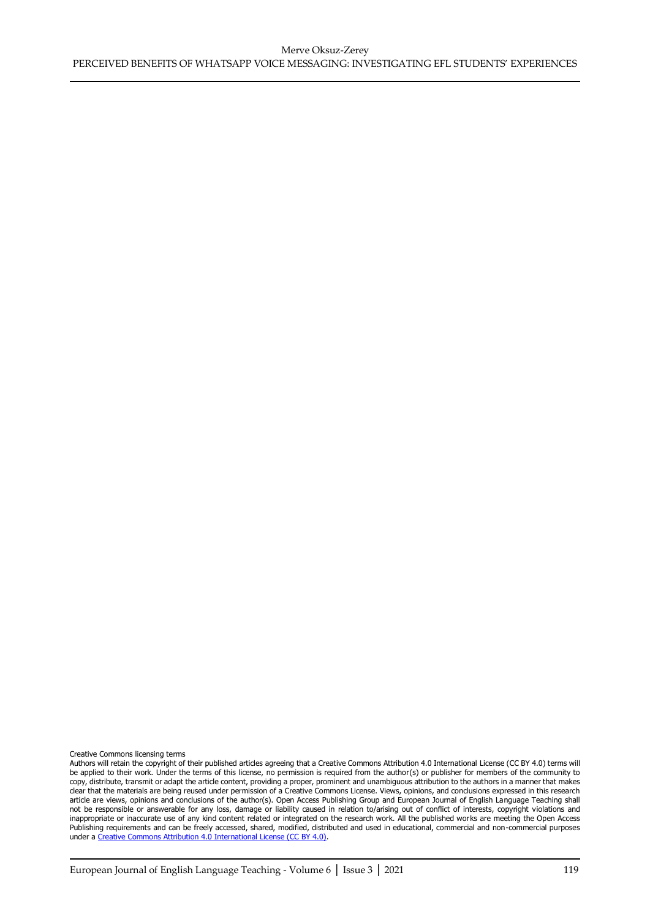Creative Commons licensing terms

Authors will retain the copyright of their published articles agreeing that a Creative Commons Attribution 4.0 International License (CC BY 4.0) terms will be applied to their work. Under the terms of this license, no permission is required from the author(s) or publisher for members of the community to copy, distribute, transmit or adapt the article content, providing a proper, prominent and unambiguous attribution to the authors in a manner that makes clear that the materials are being reused under permission of a Creative Commons License. Views, opinions, and conclusions expressed in this research article are views, opinions and conclusions of the author(s). Open Access Publishing Group and European Journal of English Language Teaching shall not be responsible or answerable for any loss, damage or liability caused in relation to/arising out of conflict of interests, copyright violations and inappropriate or inaccurate use of any kind content related or integrated on the research work. All the published works are meeting the Open Access Publishing requirements and can be freely accessed, shared, modified, distributed and used in educational, commercial and non-commercial purposes under a Creative Commons Attribution 4.0 International License (CC BY 4.0).